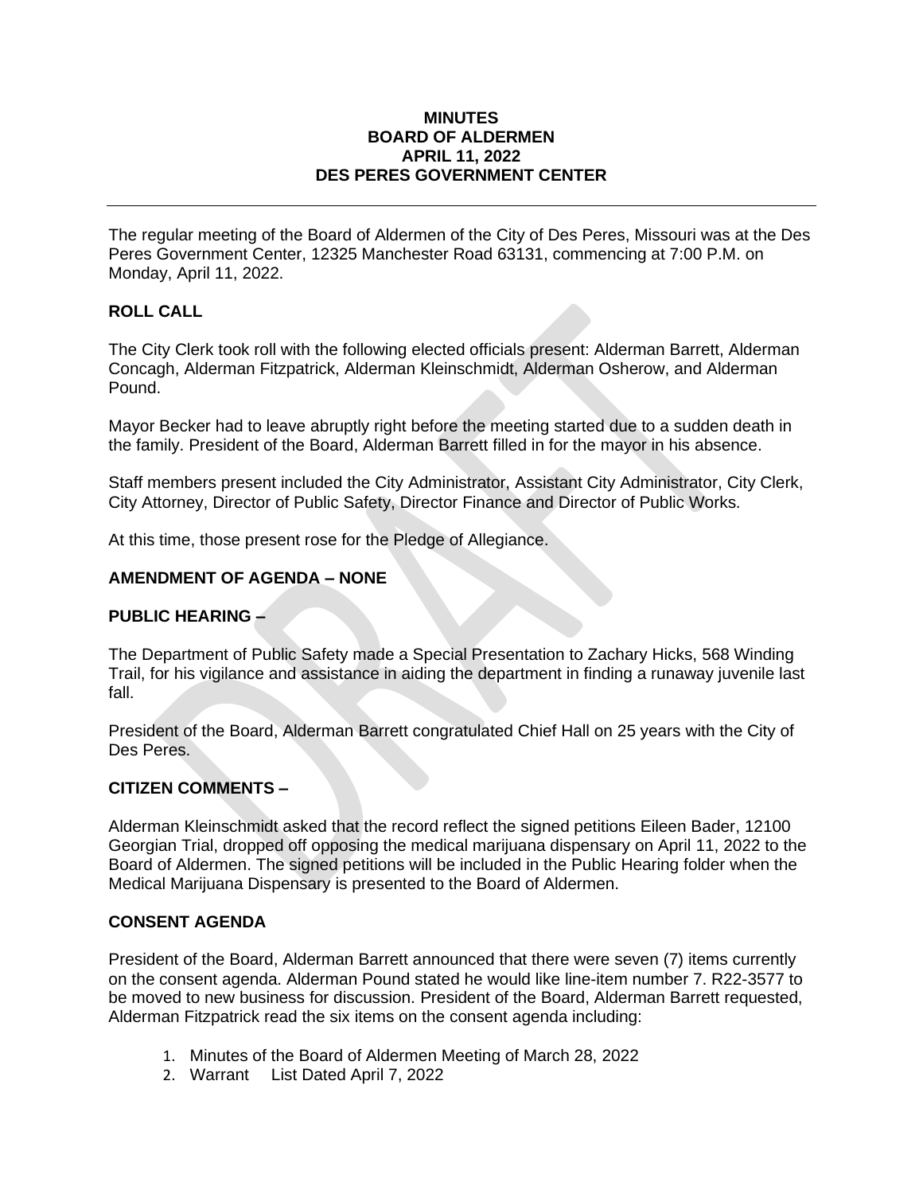# MINUTES
# BOARD OF ALDERMEN
# APRIL 11, 2022
# DES PERES GOVERNMENT CENTER

---

The regular meeting of the Board of Aldermen of the City of Des Peres, Missouri was at the Des Peres Government Center, 12325 Manchester Road 63131, commencing at 7:00 P.M. on Monday, April 11, 2022.

## ROLL CALL

The City Clerk took roll with the following elected officials present: Alderman Barrett, Alderman Concagh, Alderman Fitzpatrick, Alderman Kleinschmidt, Alderman Osherow, and Alderman Pound.

Mayor Becker had to leave abruptly right before the meeting started due to a sudden death in the family. President of the Board, Alderman Barrett filled in for the mayor in his absence.

Staff members present included the City Administrator, Assistant City Administrator, City Clerk, City Attorney, Director of Public Safety, Director Finance and Director of Public Works.

At this time, those present rose for the Pledge of Allegiance.

## AMENDMENT OF AGENDA – NONE

## PUBLIC HEARING –

The Department of Public Safety made a Special Presentation to Zachary Hicks, 568 Winding Trail, for his vigilance and assistance in aiding the department in finding a runaway juvenile last fall.

President of the Board, Alderman Barrett congratulated Chief Hall on 25 years with the City of Des Peres.

## CITIZEN COMMENTS –

Alderman Kleinschmidt asked that the record reflect the signed petitions Eileen Bader, 12100 Georgian Trial, dropped off opposing the medical marijuana dispensary on April 11, 2022 to the Board of Aldermen. The signed petitions will be included in the Public Hearing folder when the Medical Marijuana Dispensary is presented to the Board of Aldermen.

## CONSENT AGENDA

President of the Board, Alderman Barrett announced that there were seven (7) items currently on the consent agenda. Alderman Pound stated he would like line-item number 7. R22-3577 to be moved to new business for discussion. President of the Board, Alderman Barrett requested, Alderman Fitzpatrick read the six items on the consent agenda including:

1. Minutes of the Board of Aldermen Meeting of March 28, 2022
2. Warrant List Dated April 7, 2022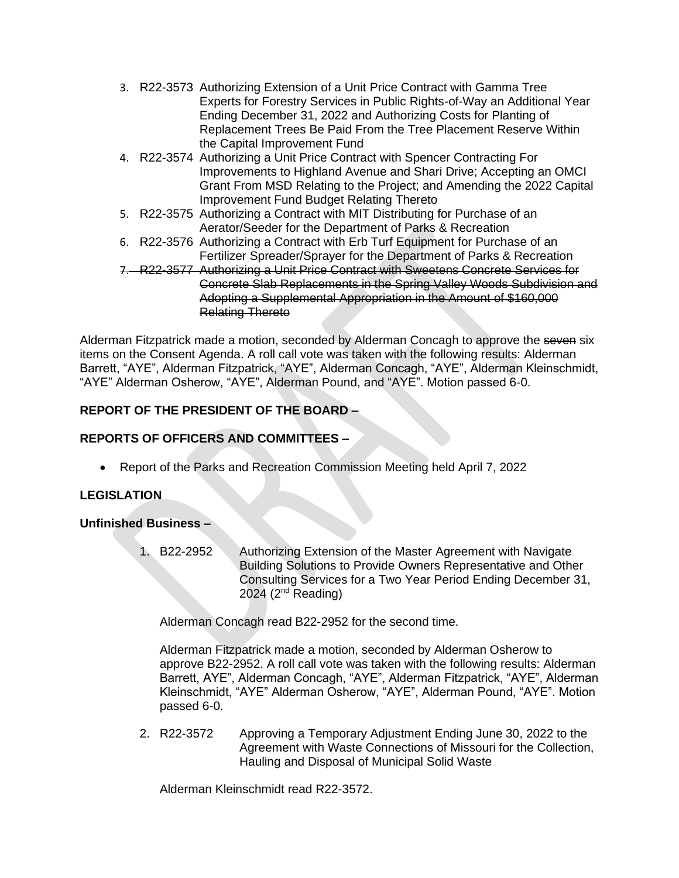3. R22-3573 Authorizing Extension of a Unit Price Contract with Gamma Tree Experts for Forestry Services in Public Rights-of-Way an Additional Year Ending December 31, 2022 and Authorizing Costs for Planting of Replacement Trees Be Paid From the Tree Placement Reserve Within the Capital Improvement Fund
4. R22-3574 Authorizing a Unit Price Contract with Spencer Contracting For Improvements to Highland Avenue and Shari Drive; Accepting an OMCI Grant From MSD Relating to the Project; and Amending the 2022 Capital Improvement Fund Budget Relating Thereto
5. R22-3575 Authorizing a Contract with MIT Distributing for Purchase of an Aerator/Seeder for the Department of Parks & Recreation
6. R22-3576 Authorizing a Contract with Erb Turf Equipment for Purchase of an Fertilizer Spreader/Sprayer for the Department of Parks & Recreation
7. ~~R22-3577 Authorizing a Unit Price Contract with Sweetens Concrete Services for Concrete Slab Replacements in the Spring Valley Woods Subdivision and Adopting a Supplemental Appropriation in the Amount of $160,000 Relating Thereto~~

Alderman Fitzpatrick made a motion, seconded by Alderman Concagh to approve the ~~seven~~ six items on the Consent Agenda. A roll call vote was taken with the following results: Alderman Barrett, "AYE", Alderman Fitzpatrick, "AYE", Alderman Concagh, "AYE", Alderman Kleinschmidt, "AYE" Alderman Osherow, "AYE", Alderman Pound, and "AYE". Motion passed 6-0.

**REPORT OF THE PRESIDENT OF THE BOARD –**

**REPORTS OF OFFICERS AND COMMITTEES –**

- Report of the Parks and Recreation Commission Meeting held April 7, 2022

**LEGISLATION**

**Unfinished Business –**

1. B22-2952 Authorizing Extension of the Master Agreement with Navigate Building Solutions to Provide Owners Representative and Other Consulting Services for a Two Year Period Ending December 31, 2024 (2nd Reading)

   Alderman Concagh read B22-2952 for the second time.

   Alderman Fitzpatrick made a motion, seconded by Alderman Osherow to approve B22-2952. A roll call vote was taken with the following results: Alderman Barrett, AYE", Alderman Concagh, "AYE", Alderman Fitzpatrick, "AYE", Alderman Kleinschmidt, "AYE" Alderman Osherow, "AYE", Alderman Pound, "AYE". Motion passed 6-0.

2. R22-3572 Approving a Temporary Adjustment Ending June 30, 2022 to the Agreement with Waste Connections of Missouri for the Collection, Hauling and Disposal of Municipal Solid Waste

   Alderman Kleinschmidt read R22-3572.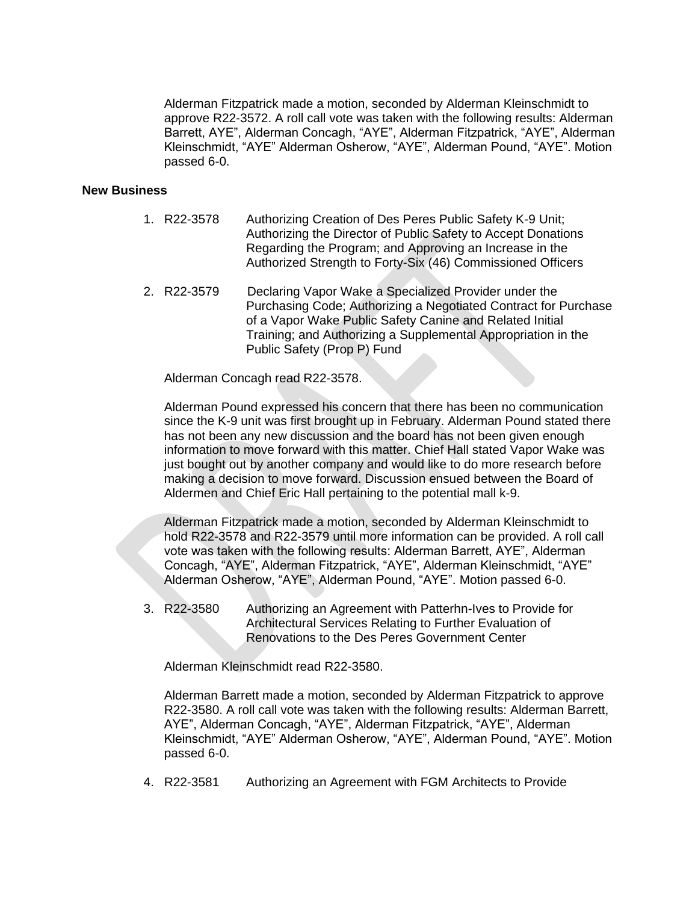Alderman Fitzpatrick made a motion, seconded by Alderman Kleinschmidt to approve R22-3572. A roll call vote was taken with the following results: Alderman Barrett, AYE", Alderman Concagh, "AYE", Alderman Fitzpatrick, "AYE", Alderman Kleinschmidt, "AYE" Alderman Osherow, "AYE", Alderman Pound, "AYE". Motion passed 6-0.

**New Business**

1. R22-3578 Authorizing Creation of Des Peres Public Safety K-9 Unit; Authorizing the Director of Public Safety to Accept Donations Regarding the Program; and Approving an Increase in the Authorized Strength to Forty-Six (46) Commissioned Officers

2. R22-3579 Declaring Vapor Wake a Specialized Provider under the Purchasing Code; Authorizing a Negotiated Contract for Purchase of a Vapor Wake Public Safety Canine and Related Initial Training; and Authorizing a Supplemental Appropriation in the Public Safety (Prop P) Fund

   Alderman Concagh read R22-3578.

   Alderman Pound expressed his concern that there has been no communication since the K-9 unit was first brought up in February. Alderman Pound stated there has not been any new discussion and the board has not been given enough information to move forward with this matter. Chief Hall stated Vapor Wake was just bought out by another company and would like to do more research before making a decision to move forward. Discussion ensued between the Board of Aldermen and Chief Eric Hall pertaining to the potential mall k-9.

   Alderman Fitzpatrick made a motion, seconded by Alderman Kleinschmidt to hold R22-3578 and R22-3579 until more information can be provided. A roll call vote was taken with the following results: Alderman Barrett, AYE", Alderman Concagh, "AYE", Alderman Fitzpatrick, "AYE", Alderman Kleinschmidt, "AYE" Alderman Osherow, "AYE", Alderman Pound, "AYE". Motion passed 6-0.

3. R22-3580 Authorizing an Agreement with Patterhn-Ives to Provide for Architectural Services Relating to Further Evaluation of Renovations to the Des Peres Government Center

   Alderman Kleinschmidt read R22-3580.

   Alderman Barrett made a motion, seconded by Alderman Fitzpatrick to approve R22-3580. A roll call vote was taken with the following results: Alderman Barrett, AYE", Alderman Concagh, "AYE", Alderman Fitzpatrick, "AYE", Alderman Kleinschmidt, "AYE" Alderman Osherow, "AYE", Alderman Pound, "AYE". Motion passed 6-0.

4. R22-3581 Authorizing an Agreement with FGM Architects to Provide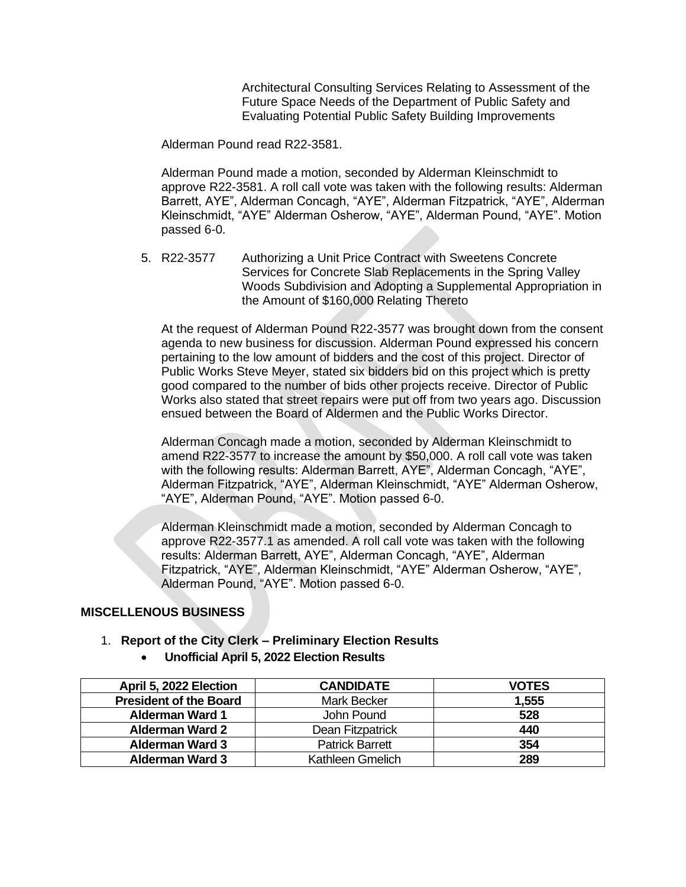Architectural Consulting Services Relating to Assessment of the Future Space Needs of the Department of Public Safety and Evaluating Potential Public Safety Building Improvements

Alderman Pound read R22-3581.

Alderman Pound made a motion, seconded by Alderman Kleinschmidt to approve R22-3581. A roll call vote was taken with the following results: Alderman Barrett, AYE", Alderman Concagh, "AYE", Alderman Fitzpatrick, "AYE", Alderman Kleinschmidt, "AYE" Alderman Osherow, "AYE", Alderman Pound, "AYE". Motion passed 6-0.

5. R22-3577 Authorizing a Unit Price Contract with Sweetens Concrete Services for Concrete Slab Replacements in the Spring Valley Woods Subdivision and Adopting a Supplemental Appropriation in the Amount of $160,000 Relating Thereto

   At the request of Alderman Pound R22-3577 was brought down from the consent agenda to new business for discussion. Alderman Pound expressed his concern pertaining to the low amount of bidders and the cost of this project. Director of Public Works Steve Meyer, stated six bidders bid on this project which is pretty good compared to the number of bids other projects receive. Director of Public Works also stated that street repairs were put off from two years ago. Discussion ensued between the Board of Aldermen and the Public Works Director.

   Alderman Concagh made a motion, seconded by Alderman Kleinschmidt to amend R22-3577 to increase the amount by $50,000. A roll call vote was taken with the following results: Alderman Barrett, AYE", Alderman Concagh, "AYE", Alderman Fitzpatrick, "AYE", Alderman Kleinschmidt, "AYE" Alderman Osherow, "AYE", Alderman Pound, "AYE". Motion passed 6-0.

   Alderman Kleinschmidt made a motion, seconded by Alderman Concagh to approve R22-3577.1 as amended. A roll call vote was taken with the following results: Alderman Barrett, AYE", Alderman Concagh, "AYE", Alderman Fitzpatrick, "AYE", Alderman Kleinschmidt, "AYE" Alderman Osherow, "AYE", Alderman Pound, "AYE". Motion passed 6-0.

## MISCELLENOUS BUSINESS

1. **Report of the City Clerk – Preliminary Election Results**
   - **Unofficial April 5, 2022 Election Results**

| April 5, 2022 Election | CANDIDATE | VOTES |
|---|---|---|
| **President of the Board** | Mark Becker | **1,555** |
| **Alderman Ward 1** | John Pound | **528** |
| **Alderman Ward 2** | Dean Fitzpatrick | **440** |
| **Alderman Ward 3** | Patrick Barrett | **354** |
| **Alderman Ward 3** | Kathleen Gmelich | **289** |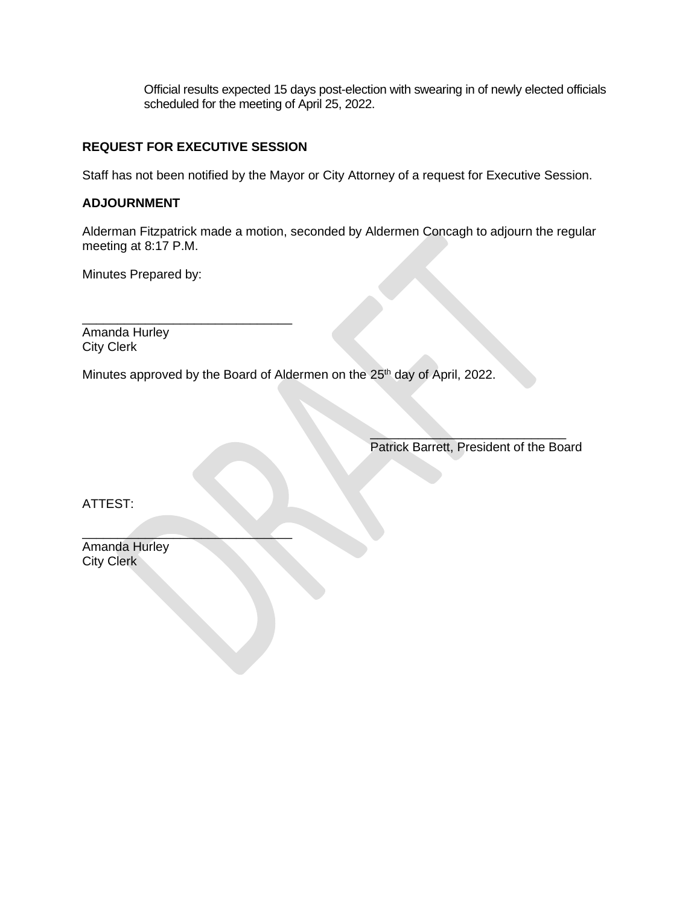Official results expected 15 days post-election with swearing in of newly elected officials scheduled for the meeting of April 25, 2022.

**REQUEST FOR EXECUTIVE SESSION**

Staff has not been notified by the Mayor or City Attorney of a request for Executive Session.

**ADJOURNMENT**

Alderman Fitzpatrick made a motion, seconded by Aldermen Concagh to adjourn the regular meeting at 8:17 P.M.

Minutes Prepared by:

______________________________
Amanda Hurley
City Clerk

Minutes approved by the Board of Aldermen on the 25th day of April, 2022.

______________________________
Patrick Barrett, President of the Board

ATTEST:

______________________________
Amanda Hurley
City Clerk